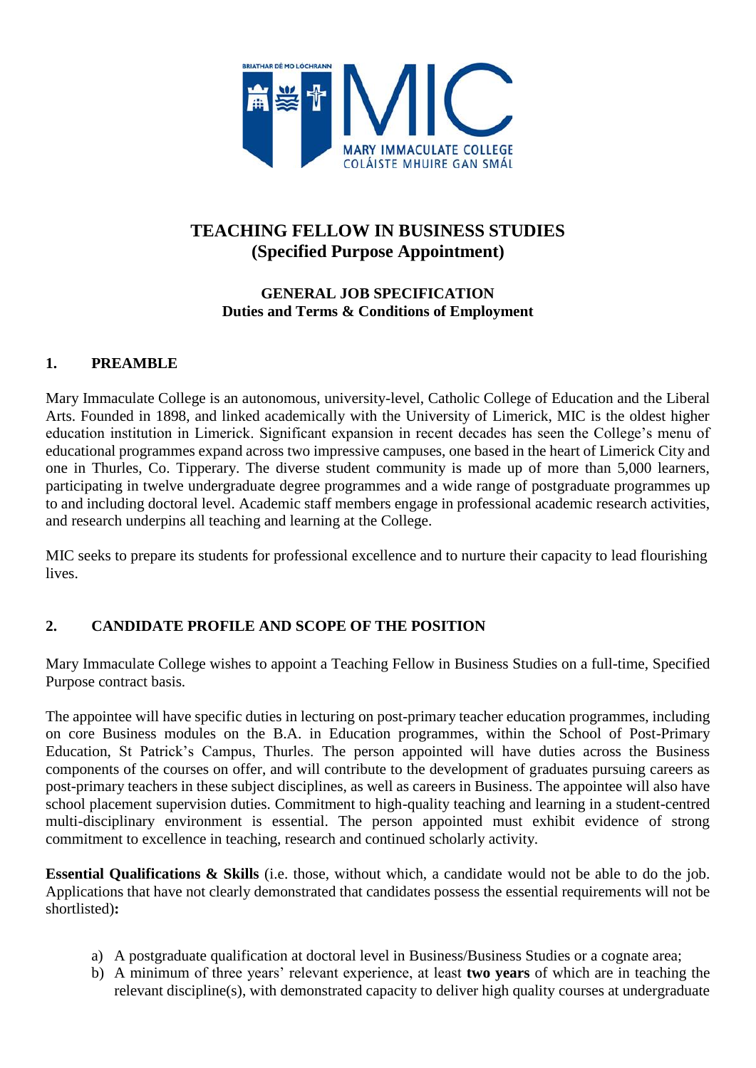# TEACHING FELLOW IN BUSINESS STUDIES (Specified Purpose Appointment)

## GENERAL JOB SPECIFICATION Duties and Terms & Conditions of Employment

### 1. PREAMBLE

Mary Immaculate College is an autonomous, university-level, Catholic College of Education and the Liberal Arts. Founded in 1898, and linked academically with the University of Limerick, MIC is the oldest higher education institution in Limerick. Significant expansion in recent decades has seen the College's menu of educational programmes expand across two impressive campuses, one based in the heart of Limerick City and one in Thurles, Co. Tipperary. The diverse student community is made up of more than 5,000 learners, participating in twelve undergraduate degree programmes and a wide range of postgraduate programmes up to and including doctoral level. Academic staff members engage in professional academic research activities, and research underpins all teaching and learning at the College.

MIC seeks to prepare its students for professional excellence and to nurture their capacity to lead flourishing lives.

### 2. CANDIDATE PROFILE AND SCOPE OF THE POSITION

Mary Immaculate College wishes to appoint a Teaching Fellow in Business Studies on a full-time, Specified Purpose contract basis.

The appointee will have specific duties in lecturing on post-primary teacher education programmes, including on core Business modules on the B.A. in Education programmes, within the School of Post-Primary Education, St Patrick's Campus, Thurles. The person appointed will have duties across the Business components of the courses on offer, and will contribute to the development of graduates pursuing careers as post-primary teachers in these subject disciplines, as well as careers in Business. The appointee will also have school placement supervision duties. Commitment to high-quality teaching and learning in a student-centred multi-disciplinary environment is essential. The person appointed must exhibit evidence of strong commitment to excellence in teaching, research and continued scholarly activity.

**Essential Qualifications & Skills** (i.e. those, without which, a candidate would not be able to do the job. Applications that have not clearly demonstrated that candidates possess the essential requirements will not be shortlisted)**:**

a) A postgraduate qualification at doctoral level in Business/Business Studies or a cognate area;
b) A minimum of three years' relevant experience, at least **two years** of which are in teaching the relevant discipline(s), with demonstrated capacity to deliver high quality courses at undergraduate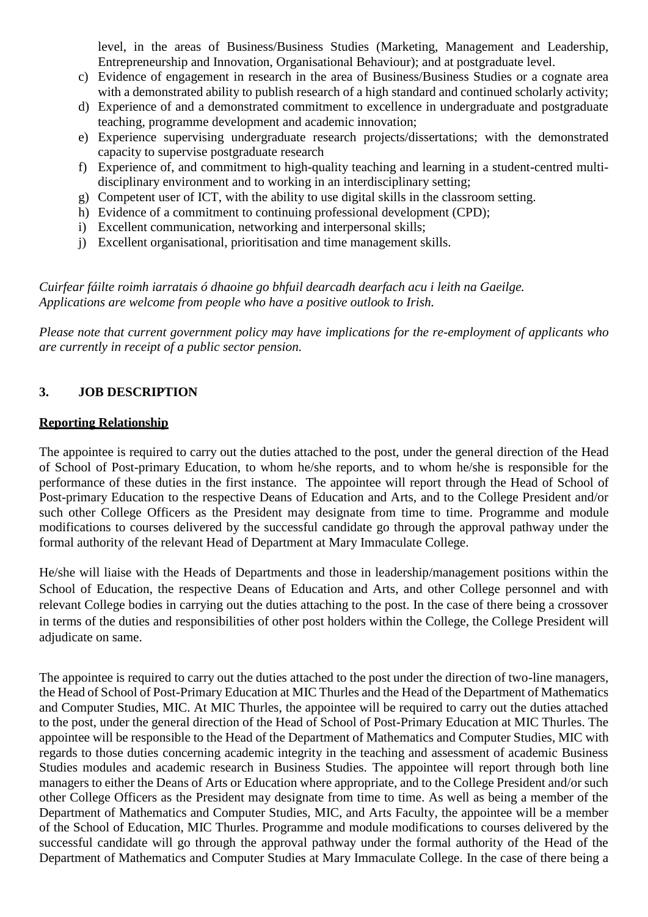level, in the areas of Business/Business Studies (Marketing, Management and Leadership, Entrepreneurship and Innovation, Organisational Behaviour); and at postgraduate level.

c) Evidence of engagement in research in the area of Business/Business Studies or a cognate area with a demonstrated ability to publish research of a high standard and continued scholarly activity;
d) Experience of and a demonstrated commitment to excellence in undergraduate and postgraduate teaching, programme development and academic innovation;
e) Experience supervising undergraduate research projects/dissertations; with the demonstrated capacity to supervise postgraduate research
f) Experience of, and commitment to high-quality teaching and learning in a student-centred multi-disciplinary environment and to working in an interdisciplinary setting;
g) Competent user of ICT, with the ability to use digital skills in the classroom setting.
h) Evidence of a commitment to continuing professional development (CPD);
i) Excellent communication, networking and interpersonal skills;
j) Excellent organisational, prioritisation and time management skills.

*Cuirfear fáilte roimh iarratais ó dhaoine go bhfuil dearcadh dearfach acu i leith na Gaeilge.*
*Applications are welcome from people who have a positive outlook to Irish.*

*Please note that current government policy may have implications for the re-employment of applicants who are currently in receipt of a public sector pension.*

## 3. JOB DESCRIPTION

**Reporting Relationship**

The appointee is required to carry out the duties attached to the post, under the general direction of the Head of School of Post-primary Education, to whom he/she reports, and to whom he/she is responsible for the performance of these duties in the first instance. The appointee will report through the Head of School of Post-primary Education to the respective Deans of Education and Arts, and to the College President and/or such other College Officers as the President may designate from time to time. Programme and module modifications to courses delivered by the successful candidate go through the approval pathway under the formal authority of the relevant Head of Department at Mary Immaculate College.

He/she will liaise with the Heads of Departments and those in leadership/management positions within the School of Education, the respective Deans of Education and Arts, and other College personnel and with relevant College bodies in carrying out the duties attaching to the post. In the case of there being a crossover in terms of the duties and responsibilities of other post holders within the College, the College President will adjudicate on same.

The appointee is required to carry out the duties attached to the post under the direction of two-line managers, the Head of School of Post-Primary Education at MIC Thurles and the Head of the Department of Mathematics and Computer Studies, MIC. At MIC Thurles, the appointee will be required to carry out the duties attached to the post, under the general direction of the Head of School of Post-Primary Education at MIC Thurles. The appointee will be responsible to the Head of the Department of Mathematics and Computer Studies, MIC with regards to those duties concerning academic integrity in the teaching and assessment of academic Business Studies modules and academic research in Business Studies. The appointee will report through both line managers to either the Deans of Arts or Education where appropriate, and to the College President and/or such other College Officers as the President may designate from time to time. As well as being a member of the Department of Mathematics and Computer Studies, MIC, and Arts Faculty, the appointee will be a member of the School of Education, MIC Thurles. Programme and module modifications to courses delivered by the successful candidate will go through the approval pathway under the formal authority of the Head of the Department of Mathematics and Computer Studies at Mary Immaculate College. In the case of there being a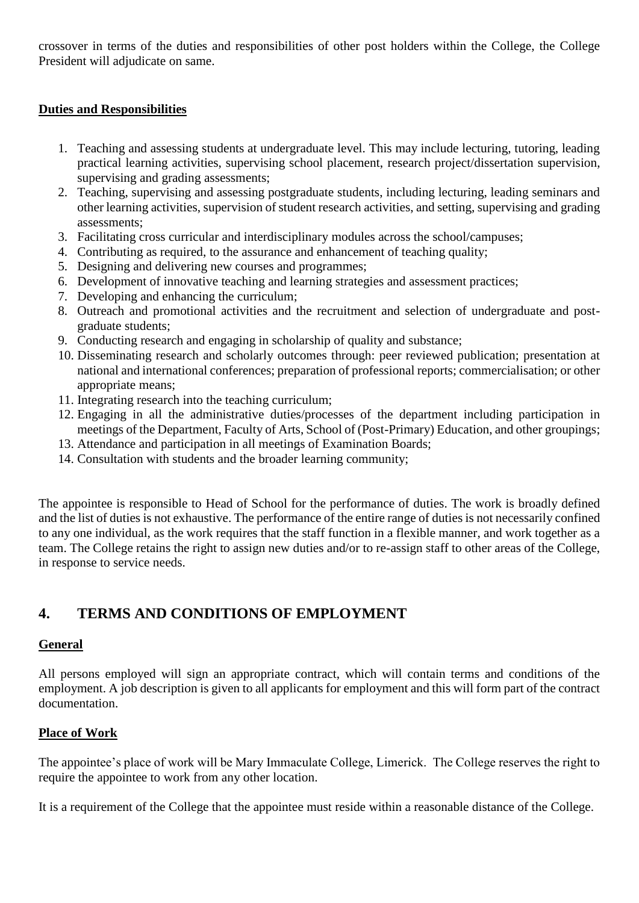crossover in terms of the duties and responsibilities of other post holders within the College, the College President will adjudicate on same.

**Duties and Responsibilities**

1. Teaching and assessing students at undergraduate level. This may include lecturing, tutoring, leading practical learning activities, supervising school placement, research project/dissertation supervision, supervising and grading assessments;
2. Teaching, supervising and assessing postgraduate students, including lecturing, leading seminars and other learning activities, supervision of student research activities, and setting, supervising and grading assessments;
3. Facilitating cross curricular and interdisciplinary modules across the school/campuses;
4. Contributing as required, to the assurance and enhancement of teaching quality;
5. Designing and delivering new courses and programmes;
6. Development of innovative teaching and learning strategies and assessment practices;
7. Developing and enhancing the curriculum;
8. Outreach and promotional activities and the recruitment and selection of undergraduate and post-graduate students;
9. Conducting research and engaging in scholarship of quality and substance;
10. Disseminating research and scholarly outcomes through: peer reviewed publication; presentation at national and international conferences; preparation of professional reports; commercialisation; or other appropriate means;
11. Integrating research into the teaching curriculum;
12. Engaging in all the administrative duties/processes of the department including participation in meetings of the Department, Faculty of Arts, School of (Post-Primary) Education, and other groupings;
13. Attendance and participation in all meetings of Examination Boards;
14. Consultation with students and the broader learning community;

The appointee is responsible to Head of School for the performance of duties. The work is broadly defined and the list of duties is not exhaustive. The performance of the entire range of duties is not necessarily confined to any one individual, as the work requires that the staff function in a flexible manner, and work together as a team. The College retains the right to assign new duties and/or to re-assign staff to other areas of the College, in response to service needs.

## 4. TERMS AND CONDITIONS OF EMPLOYMENT

**General**

All persons employed will sign an appropriate contract, which will contain terms and conditions of the employment. A job description is given to all applicants for employment and this will form part of the contract documentation.

**Place of Work**

The appointee's place of work will be Mary Immaculate College, Limerick. The College reserves the right to require the appointee to work from any other location.

It is a requirement of the College that the appointee must reside within a reasonable distance of the College.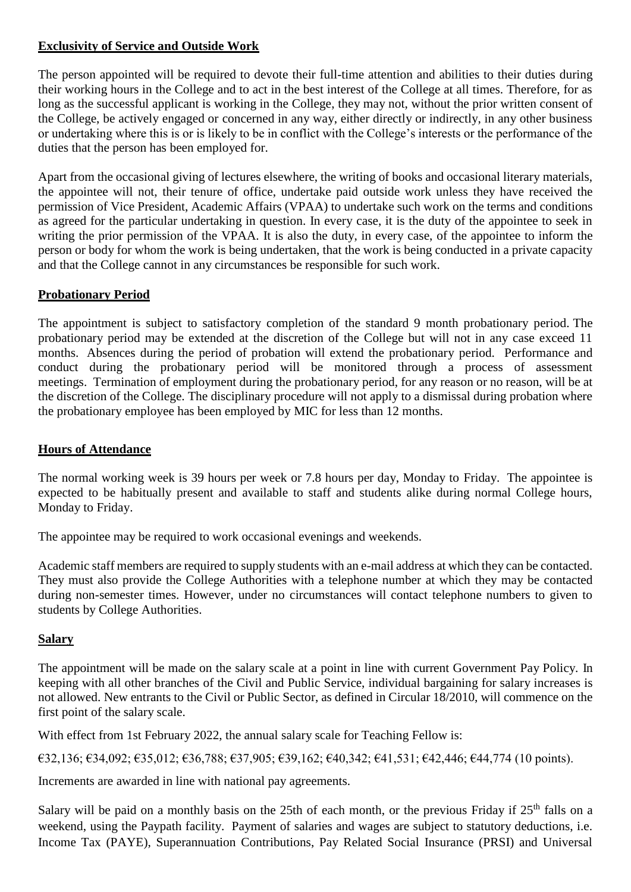**Exclusivity of Service and Outside Work**

The person appointed will be required to devote their full-time attention and abilities to their duties during their working hours in the College and to act in the best interest of the College at all times. Therefore, for as long as the successful applicant is working in the College, they may not, without the prior written consent of the College, be actively engaged or concerned in any way, either directly or indirectly, in any other business or undertaking where this is or is likely to be in conflict with the College's interests or the performance of the duties that the person has been employed for.

Apart from the occasional giving of lectures elsewhere, the writing of books and occasional literary materials, the appointee will not, their tenure of office, undertake paid outside work unless they have received the permission of Vice President, Academic Affairs (VPAA) to undertake such work on the terms and conditions as agreed for the particular undertaking in question. In every case, it is the duty of the appointee to seek in writing the prior permission of the VPAA. It is also the duty, in every case, of the appointee to inform the person or body for whom the work is being undertaken, that the work is being conducted in a private capacity and that the College cannot in any circumstances be responsible for such work.

**Probationary Period**

The appointment is subject to satisfactory completion of the standard 9 month probationary period. The probationary period may be extended at the discretion of the College but will not in any case exceed 11 months. Absences during the period of probation will extend the probationary period. Performance and conduct during the probationary period will be monitored through a process of assessment meetings. Termination of employment during the probationary period, for any reason or no reason, will be at the discretion of the College. The disciplinary procedure will not apply to a dismissal during probation where the probationary employee has been employed by MIC for less than 12 months.

**Hours of Attendance**

The normal working week is 39 hours per week or 7.8 hours per day, Monday to Friday. The appointee is expected to be habitually present and available to staff and students alike during normal College hours, Monday to Friday.

The appointee may be required to work occasional evenings and weekends.

Academic staff members are required to supply students with an e-mail address at which they can be contacted. They must also provide the College Authorities with a telephone number at which they may be contacted during non-semester times. However, under no circumstances will contact telephone numbers to given to students by College Authorities.

**Salary**

The appointment will be made on the salary scale at a point in line with current Government Pay Policy. In keeping with all other branches of the Civil and Public Service, individual bargaining for salary increases is not allowed. New entrants to the Civil or Public Sector, as defined in Circular 18/2010, will commence on the first point of the salary scale.

With effect from 1st February 2022, the annual salary scale for Teaching Fellow is:

€32,136; €34,092; €35,012; €36,788; €37,905; €39,162; €40,342; €41,531; €42,446; €44,774 (10 points).

Increments are awarded in line with national pay agreements.

Salary will be paid on a monthly basis on the 25th of each month, or the previous Friday if 25th falls on a weekend, using the Paypath facility. Payment of salaries and wages are subject to statutory deductions, i.e. Income Tax (PAYE), Superannuation Contributions, Pay Related Social Insurance (PRSI) and Universal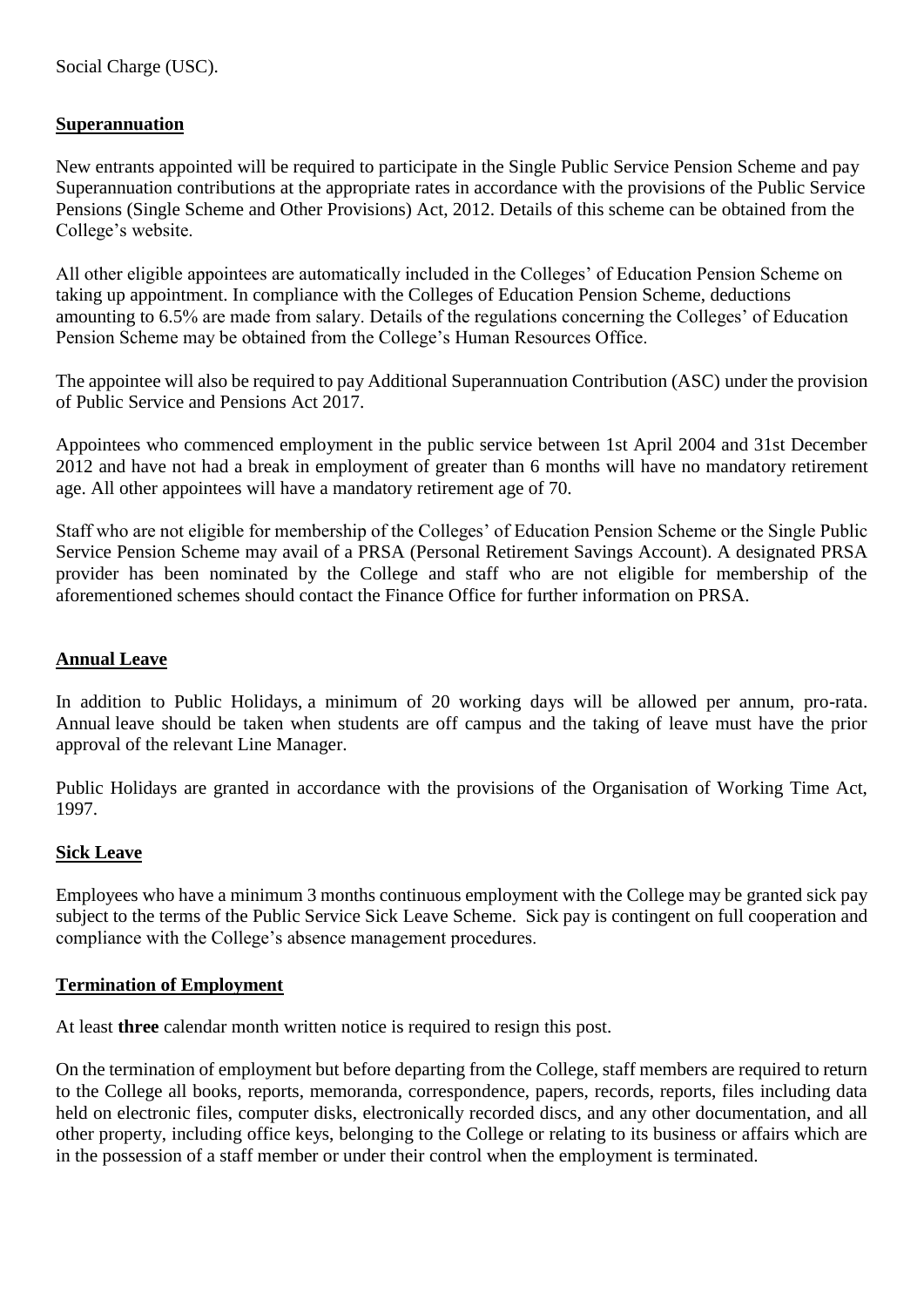Social Charge (USC).

**Superannuation**

New entrants appointed will be required to participate in the Single Public Service Pension Scheme and pay Superannuation contributions at the appropriate rates in accordance with the provisions of the Public Service Pensions (Single Scheme and Other Provisions) Act, 2012. Details of this scheme can be obtained from the College's website.

All other eligible appointees are automatically included in the Colleges' of Education Pension Scheme on taking up appointment. In compliance with the Colleges of Education Pension Scheme, deductions amounting to 6.5% are made from salary. Details of the regulations concerning the Colleges' of Education Pension Scheme may be obtained from the College's Human Resources Office.

The appointee will also be required to pay Additional Superannuation Contribution (ASC) under the provision of Public Service and Pensions Act 2017.

Appointees who commenced employment in the public service between 1st April 2004 and 31st December 2012 and have not had a break in employment of greater than 6 months will have no mandatory retirement age. All other appointees will have a mandatory retirement age of 70.

Staff who are not eligible for membership of the Colleges' of Education Pension Scheme or the Single Public Service Pension Scheme may avail of a PRSA (Personal Retirement Savings Account). A designated PRSA provider has been nominated by the College and staff who are not eligible for membership of the aforementioned schemes should contact the Finance Office for further information on PRSA.

**Annual Leave**

In addition to Public Holidays, a minimum of 20 working days will be allowed per annum, pro-rata. Annual leave should be taken when students are off campus and the taking of leave must have the prior approval of the relevant Line Manager.

Public Holidays are granted in accordance with the provisions of the Organisation of Working Time Act, 1997.

**Sick Leave**

Employees who have a minimum 3 months continuous employment with the College may be granted sick pay subject to the terms of the Public Service Sick Leave Scheme. Sick pay is contingent on full cooperation and compliance with the College's absence management procedures.

**Termination of Employment**

At least **three** calendar month written notice is required to resign this post.

On the termination of employment but before departing from the College, staff members are required to return to the College all books, reports, memoranda, correspondence, papers, records, reports, files including data held on electronic files, computer disks, electronically recorded discs, and any other documentation, and all other property, including office keys, belonging to the College or relating to its business or affairs which are in the possession of a staff member or under their control when the employment is terminated.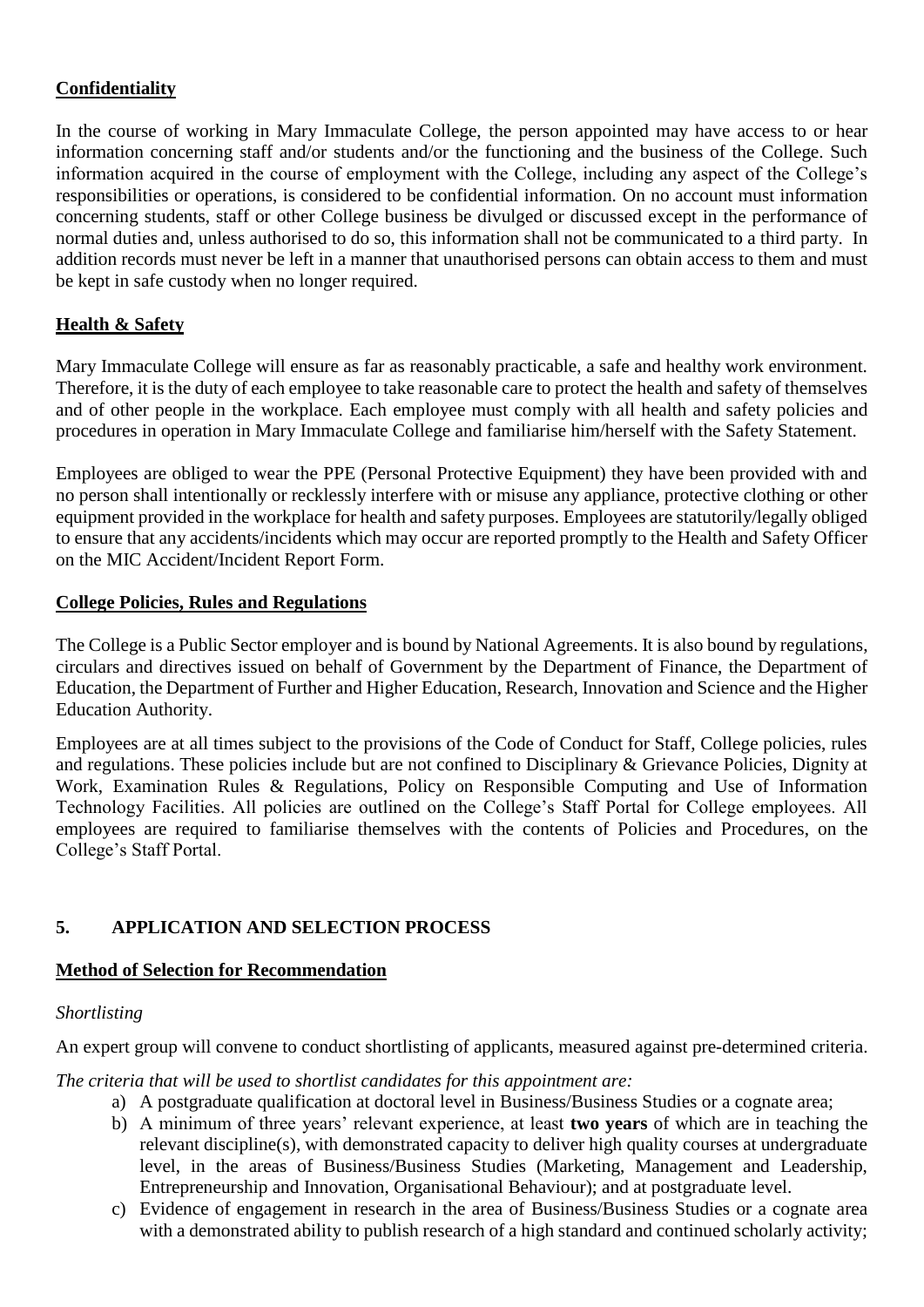**Confidentiality**

In the course of working in Mary Immaculate College, the person appointed may have access to or hear information concerning staff and/or students and/or the functioning and the business of the College. Such information acquired in the course of employment with the College, including any aspect of the College's responsibilities or operations, is considered to be confidential information. On no account must information concerning students, staff or other College business be divulged or discussed except in the performance of normal duties and, unless authorised to do so, this information shall not be communicated to a third party. In addition records must never be left in a manner that unauthorised persons can obtain access to them and must be kept in safe custody when no longer required.

**Health & Safety**

Mary Immaculate College will ensure as far as reasonably practicable, a safe and healthy work environment. Therefore, it is the duty of each employee to take reasonable care to protect the health and safety of themselves and of other people in the workplace. Each employee must comply with all health and safety policies and procedures in operation in Mary Immaculate College and familiarise him/herself with the Safety Statement.

Employees are obliged to wear the PPE (Personal Protective Equipment) they have been provided with and no person shall intentionally or recklessly interfere with or misuse any appliance, protective clothing or other equipment provided in the workplace for health and safety purposes. Employees are statutorily/legally obliged to ensure that any accidents/incidents which may occur are reported promptly to the Health and Safety Officer on the MIC Accident/Incident Report Form.

**College Policies, Rules and Regulations**

The College is a Public Sector employer and is bound by National Agreements. It is also bound by regulations, circulars and directives issued on behalf of Government by the Department of Finance, the Department of Education, the Department of Further and Higher Education, Research, Innovation and Science and the Higher Education Authority.

Employees are at all times subject to the provisions of the Code of Conduct for Staff, College policies, rules and regulations. These policies include but are not confined to Disciplinary & Grievance Policies, Dignity at Work, Examination Rules & Regulations, Policy on Responsible Computing and Use of Information Technology Facilities. All policies are outlined on the College's Staff Portal for College employees. All employees are required to familiarise themselves with the contents of Policies and Procedures, on the College's Staff Portal.

## 5. APPLICATION AND SELECTION PROCESS

**Method of Selection for Recommendation**

*Shortlisting*

An expert group will convene to conduct shortlisting of applicants, measured against pre-determined criteria.

*The criteria that will be used to shortlist candidates for this appointment are:*

a) A postgraduate qualification at doctoral level in Business/Business Studies or a cognate area;
b) A minimum of three years' relevant experience, at least **two years** of which are in teaching the relevant discipline(s), with demonstrated capacity to deliver high quality courses at undergraduate level, in the areas of Business/Business Studies (Marketing, Management and Leadership, Entrepreneurship and Innovation, Organisational Behaviour); and at postgraduate level.
c) Evidence of engagement in research in the area of Business/Business Studies or a cognate area with a demonstrated ability to publish research of a high standard and continued scholarly activity;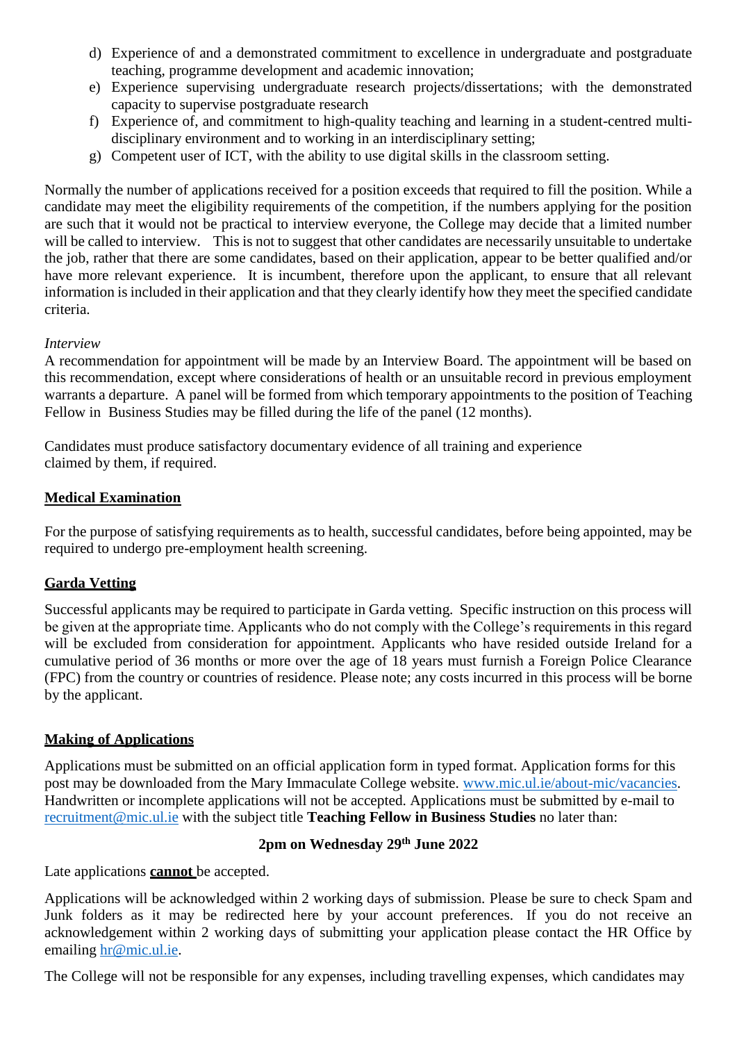d) Experience of and a demonstrated commitment to excellence in undergraduate and postgraduate teaching, programme development and academic innovation;
e) Experience supervising undergraduate research projects/dissertations; with the demonstrated capacity to supervise postgraduate research
f) Experience of, and commitment to high-quality teaching and learning in a student-centred multi-disciplinary environment and to working in an interdisciplinary setting;
g) Competent user of ICT, with the ability to use digital skills in the classroom setting.

Normally the number of applications received for a position exceeds that required to fill the position. While a candidate may meet the eligibility requirements of the competition, if the numbers applying for the position are such that it would not be practical to interview everyone, the College may decide that a limited number will be called to interview. This is not to suggest that other candidates are necessarily unsuitable to undertake the job, rather that there are some candidates, based on their application, appear to be better qualified and/or have more relevant experience. It is incumbent, therefore upon the applicant, to ensure that all relevant information is included in their application and that they clearly identify how they meet the specified candidate criteria.

*Interview*

A recommendation for appointment will be made by an Interview Board. The appointment will be based on this recommendation, except where considerations of health or an unsuitable record in previous employment warrants a departure. A panel will be formed from which temporary appointments to the position of Teaching Fellow in Business Studies may be filled during the life of the panel (12 months).

Candidates must produce satisfactory documentary evidence of all training and experience claimed by them, if required.

## Medical Examination

For the purpose of satisfying requirements as to health, successful candidates, before being appointed, may be required to undergo pre-employment health screening.

## Garda Vetting

Successful applicants may be required to participate in Garda vetting. Specific instruction on this process will be given at the appropriate time. Applicants who do not comply with the College's requirements in this regard will be excluded from consideration for appointment. Applicants who have resided outside Ireland for a cumulative period of 36 months or more over the age of 18 years must furnish a Foreign Police Clearance (FPC) from the country or countries of residence. Please note; any costs incurred in this process will be borne by the applicant.

## Making of Applications

Applications must be submitted on an official application form in typed format. Application forms for this post may be downloaded from the Mary Immaculate College website. www.mic.ul.ie/about-mic/vacancies. Handwritten or incomplete applications will not be accepted. Applications must be submitted by e-mail to recruitment@mic.ul.ie with the subject title **Teaching Fellow in Business Studies** no later than:

**2pm on Wednesday 29th June 2022**

Late applications **cannot** be accepted.

Applications will be acknowledged within 2 working days of submission. Please be sure to check Spam and Junk folders as it may be redirected here by your account preferences. If you do not receive an acknowledgement within 2 working days of submitting your application please contact the HR Office by emailing hr@mic.ul.ie.

The College will not be responsible for any expenses, including travelling expenses, which candidates may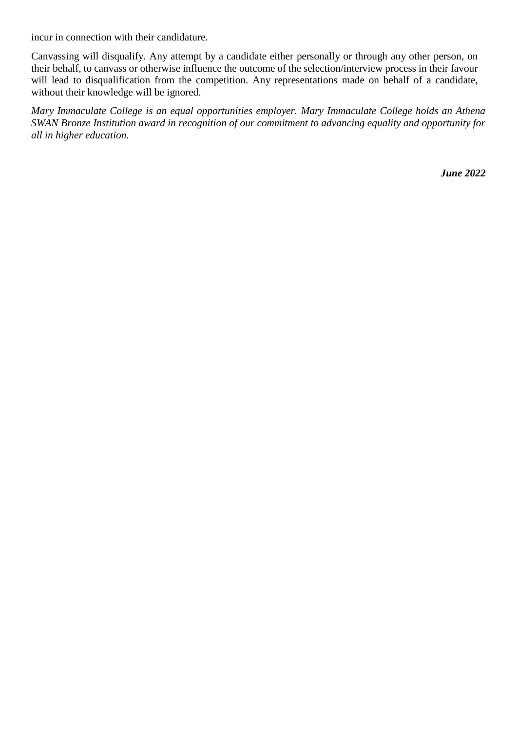incur in connection with their candidature.

Canvassing will disqualify. Any attempt by a candidate either personally or through any other person, on their behalf, to canvass or otherwise influence the outcome of the selection/interview process in their favour will lead to disqualification from the competition. Any representations made on behalf of a candidate, without their knowledge will be ignored.

*Mary Immaculate College is an equal opportunities employer. Mary Immaculate College holds an Athena SWAN Bronze Institution award in recognition of our commitment to advancing equality and opportunity for all in higher education.*

***June 2022***